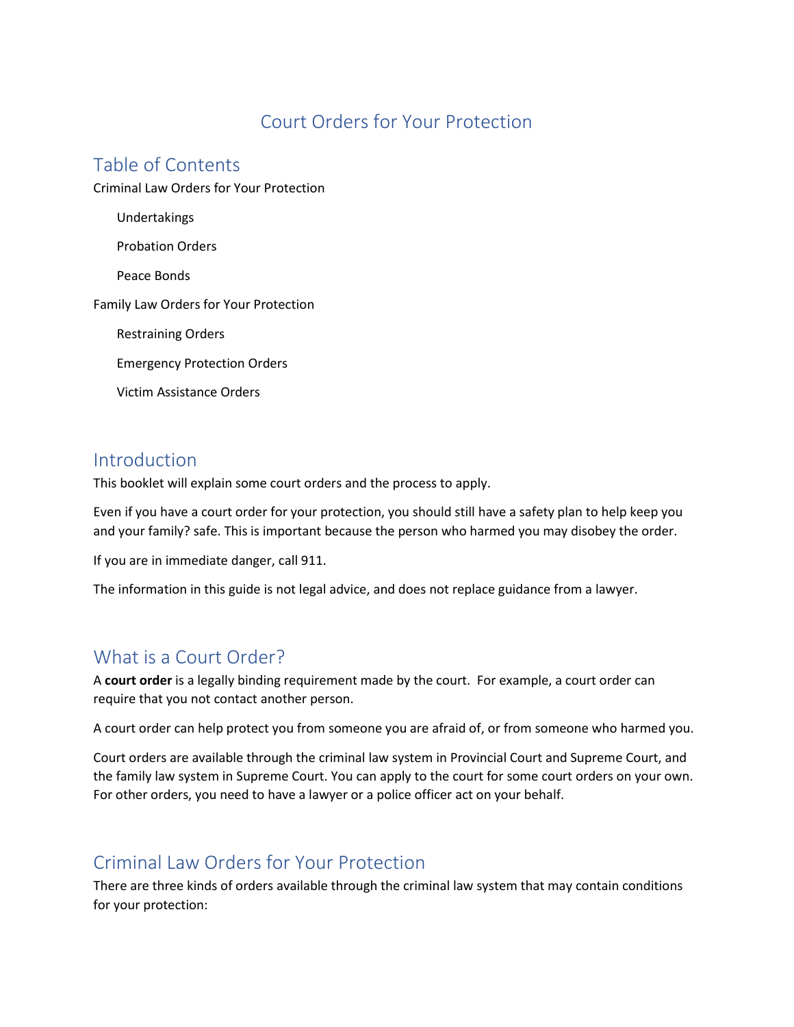# Court Orders for Your Protection

## Table of Contents

Criminal Law Orders for Your Protection

- Undertakings
- Probation Orders
- Peace Bonds

Family Law Orders for Your Protection

- Restraining Orders
- Emergency Protection Orders
- Victim Assistance Orders

## Introduction

This booklet will explain some court orders and the process to apply.

Even if you have a court order for your protection, you should still have a safety plan to help keep you and your family? safe. This is important because the person who harmed you may disobey the order.

If you are in immediate danger, call 911.

The information in this guide is not legal advice, and does not replace guidance from a lawyer.

## What is a Court Order?

A **court order** is a legally binding requirement made by the court. For example, a court order can require that you not contact another person.

A court order can help protect you from someone you are afraid of, or from someone who harmed you.

Court orders are available through the criminal law system in Provincial Court and Supreme Court, and the family law system in Supreme Court. You can apply to the court for some court orders on your own. For other orders, you need to have a lawyer or a police officer act on your behalf.

## Criminal Law Orders for Your Protection

There are three kinds of orders available through the criminal law system that may contain conditions for your protection: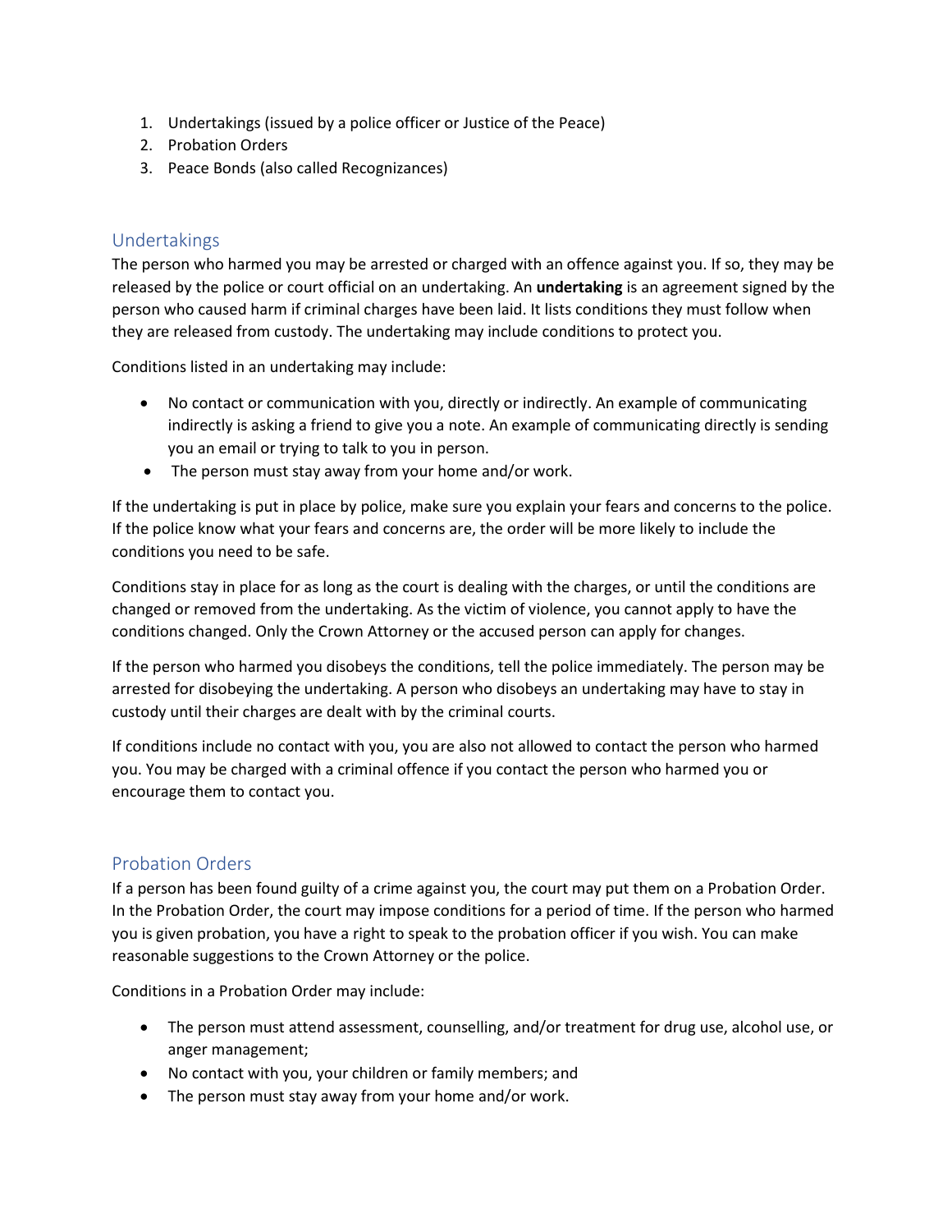1. Undertakings (issued by a police officer or Justice of the Peace)
2. Probation Orders
3. Peace Bonds (also called Recognizances)

## Undertakings

The person who harmed you may be arrested or charged with an offence against you. If so, they may be released by the police or court official on an undertaking. An **undertaking** is an agreement signed by the person who caused harm if criminal charges have been laid. It lists conditions they must follow when they are released from custody. The undertaking may include conditions to protect you.

Conditions listed in an undertaking may include:

- No contact or communication with you, directly or indirectly. An example of communicating indirectly is asking a friend to give you a note. An example of communicating directly is sending you an email or trying to talk to you in person.
- The person must stay away from your home and/or work.

If the undertaking is put in place by police, make sure you explain your fears and concerns to the police. If the police know what your fears and concerns are, the order will be more likely to include the conditions you need to be safe.

Conditions stay in place for as long as the court is dealing with the charges, or until the conditions are changed or removed from the undertaking. As the victim of violence, you cannot apply to have the conditions changed. Only the Crown Attorney or the accused person can apply for changes.

If the person who harmed you disobeys the conditions, tell the police immediately. The person may be arrested for disobeying the undertaking. A person who disobeys an undertaking may have to stay in custody until their charges are dealt with by the criminal courts.

If conditions include no contact with you, you are also not allowed to contact the person who harmed you. You may be charged with a criminal offence if you contact the person who harmed you or encourage them to contact you.

## Probation Orders

If a person has been found guilty of a crime against you, the court may put them on a Probation Order. In the Probation Order, the court may impose conditions for a period of time. If the person who harmed you is given probation, you have a right to speak to the probation officer if you wish. You can make reasonable suggestions to the Crown Attorney or the police.

Conditions in a Probation Order may include:

- The person must attend assessment, counselling, and/or treatment for drug use, alcohol use, or anger management;
- No contact with you, your children or family members; and
- The person must stay away from your home and/or work.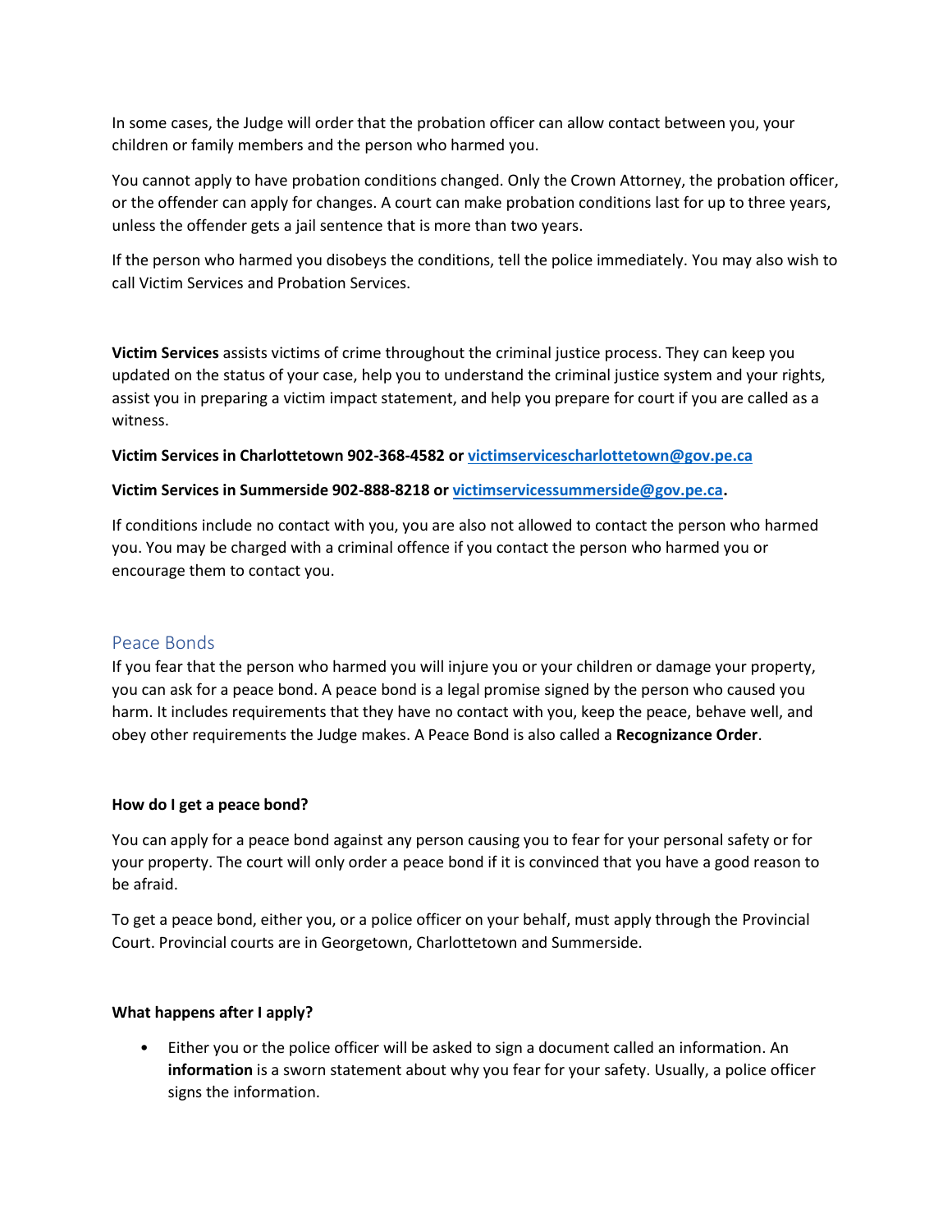In some cases, the Judge will order that the probation officer can allow contact between you, your children or family members and the person who harmed you.

You cannot apply to have probation conditions changed. Only the Crown Attorney, the probation officer, or the offender can apply for changes. A court can make probation conditions last for up to three years, unless the offender gets a jail sentence that is more than two years.

If the person who harmed you disobeys the conditions, tell the police immediately. You may also wish to call Victim Services and Probation Services.

**Victim Services** assists victims of crime throughout the criminal justice process. They can keep you updated on the status of your case, help you to understand the criminal justice system and your rights, assist you in preparing a victim impact statement, and help you prepare for court if you are called as a witness.

**Victim Services in Charlottetown 902-368-4582 or [victimservicescharlottetown@gov.pe.ca](mailto:victimservicescharlottetown@gov.pe.ca)**

**Victim Services in Summerside 902-888-8218 or [victimservicessummerside@gov.pe.ca](mailto:victimservicessummerside@gov.pe.ca).**

If conditions include no contact with you, you are also not allowed to contact the person who harmed you. You may be charged with a criminal offence if you contact the person who harmed you or encourage them to contact you.

## Peace Bonds

If you fear that the person who harmed you will injure you or your children or damage your property, you can ask for a peace bond. A peace bond is a legal promise signed by the person who caused you harm. It includes requirements that they have no contact with you, keep the peace, behave well, and obey other requirements the Judge makes. A Peace Bond is also called a **Recognizance Order**.

### How do I get a peace bond?

You can apply for a peace bond against any person causing you to fear for your personal safety or for your property. The court will only order a peace bond if it is convinced that you have a good reason to be afraid.

To get a peace bond, either you, or a police officer on your behalf, must apply through the Provincial Court. Provincial courts are in Georgetown, Charlottetown and Summerside.

### What happens after I apply?

- Either you or the police officer will be asked to sign a document called an information. An **information** is a sworn statement about why you fear for your safety. Usually, a police officer signs the information.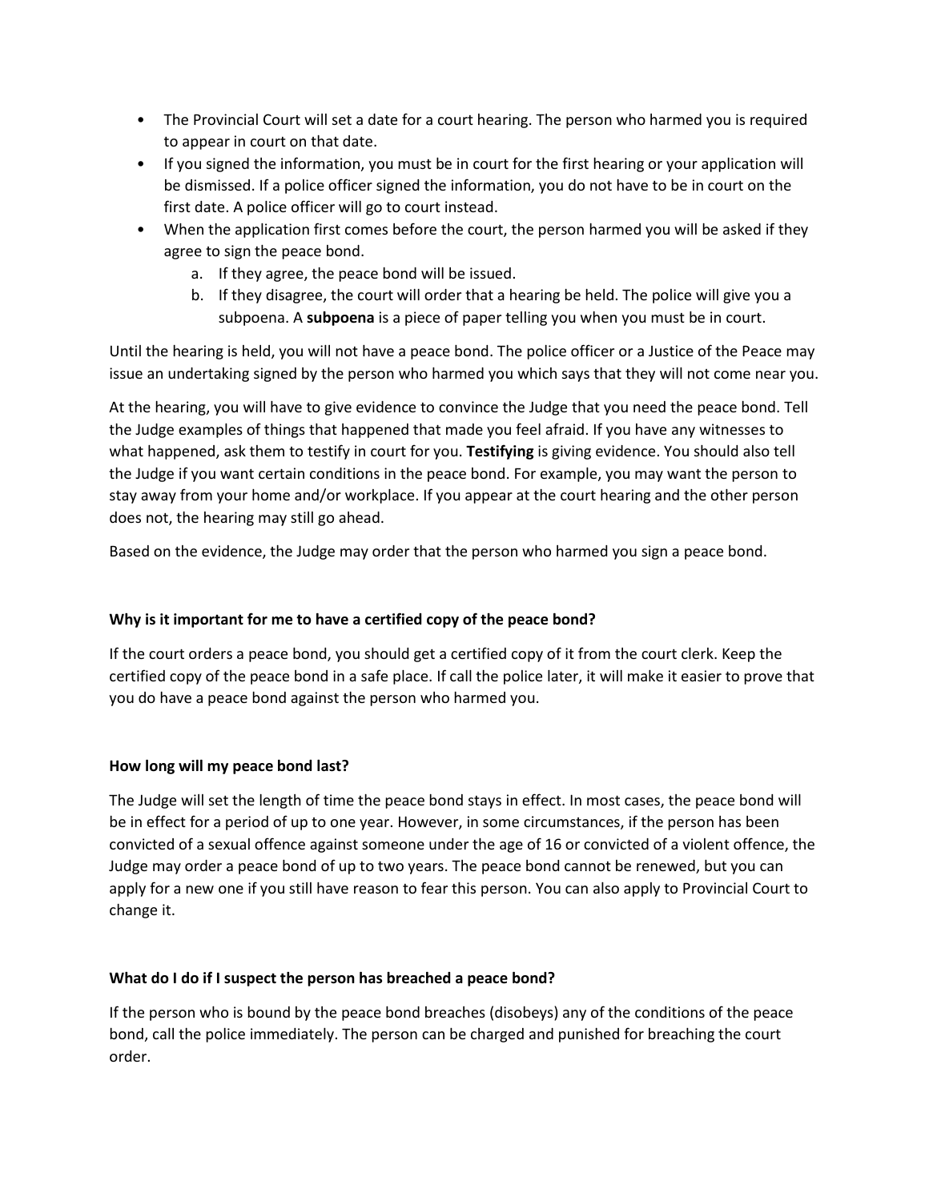- The Provincial Court will set a date for a court hearing. The person who harmed you is required to appear in court on that date.
- If you signed the information, you must be in court for the first hearing or your application will be dismissed. If a police officer signed the information, you do not have to be in court on the first date. A police officer will go to court instead.
- When the application first comes before the court, the person harmed you will be asked if they agree to sign the peace bond.
    a. If they agree, the peace bond will be issued.
    b. If they disagree, the court will order that a hearing be held. The police will give you a subpoena. A **subpoena** is a piece of paper telling you when you must be in court.

Until the hearing is held, you will not have a peace bond. The police officer or a Justice of the Peace may issue an undertaking signed by the person who harmed you which says that they will not come near you.

At the hearing, you will have to give evidence to convince the Judge that you need the peace bond. Tell the Judge examples of things that happened that made you feel afraid. If you have any witnesses to what happened, ask them to testify in court for you. **Testifying** is giving evidence. You should also tell the Judge if you want certain conditions in the peace bond. For example, you may want the person to stay away from your home and/or workplace. If you appear at the court hearing and the other person does not, the hearing may still go ahead.

Based on the evidence, the Judge may order that the person who harmed you sign a peace bond.

**Why is it important for me to have a certified copy of the peace bond?**

If the court orders a peace bond, you should get a certified copy of it from the court clerk. Keep the certified copy of the peace bond in a safe place. If call the police later, it will make it easier to prove that you do have a peace bond against the person who harmed you.

**How long will my peace bond last?**

The Judge will set the length of time the peace bond stays in effect. In most cases, the peace bond will be in effect for a period of up to one year. However, in some circumstances, if the person has been convicted of a sexual offence against someone under the age of 16 or convicted of a violent offence, the Judge may order a peace bond of up to two years. The peace bond cannot be renewed, but you can apply for a new one if you still have reason to fear this person. You can also apply to Provincial Court to change it.

**What do I do if I suspect the person has breached a peace bond?**

If the person who is bound by the peace bond breaches (disobeys) any of the conditions of the peace bond, call the police immediately. The person can be charged and punished for breaching the court order.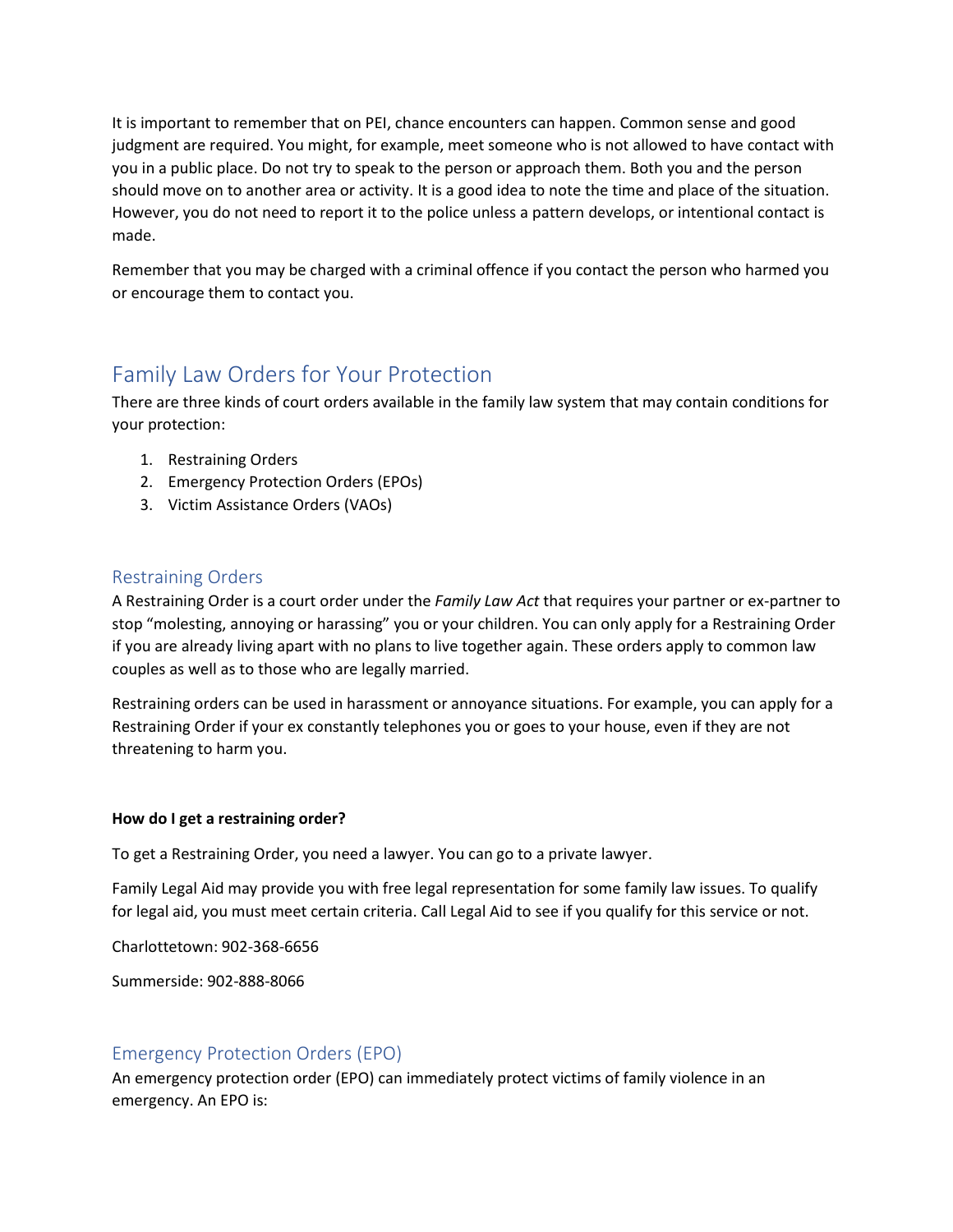It is important to remember that on PEI, chance encounters can happen. Common sense and good judgment are required. You might, for example, meet someone who is not allowed to have contact with you in a public place. Do not try to speak to the person or approach them. Both you and the person should move on to another area or activity. It is a good idea to note the time and place of the situation. However, you do not need to report it to the police unless a pattern develops, or intentional contact is made.

Remember that you may be charged with a criminal offence if you contact the person who harmed you or encourage them to contact you.

## Family Law Orders for Your Protection

There are three kinds of court orders available in the family law system that may contain conditions for your protection:

1. Restraining Orders
2. Emergency Protection Orders (EPOs)
3. Victim Assistance Orders (VAOs)

### Restraining Orders

A Restraining Order is a court order under the *Family Law Act* that requires your partner or ex-partner to stop "molesting, annoying or harassing" you or your children. You can only apply for a Restraining Order if you are already living apart with no plans to live together again. These orders apply to common law couples as well as to those who are legally married.

Restraining orders can be used in harassment or annoyance situations. For example, you can apply for a Restraining Order if your ex constantly telephones you or goes to your house, even if they are not threatening to harm you.

**How do I get a restraining order?**

To get a Restraining Order, you need a lawyer. You can go to a private lawyer.

Family Legal Aid may provide you with free legal representation for some family law issues. To qualify for legal aid, you must meet certain criteria. Call Legal Aid to see if you qualify for this service or not.

Charlottetown: 902-368-6656

Summerside: 902-888-8066

### Emergency Protection Orders (EPO)

An emergency protection order (EPO) can immediately protect victims of family violence in an emergency. An EPO is: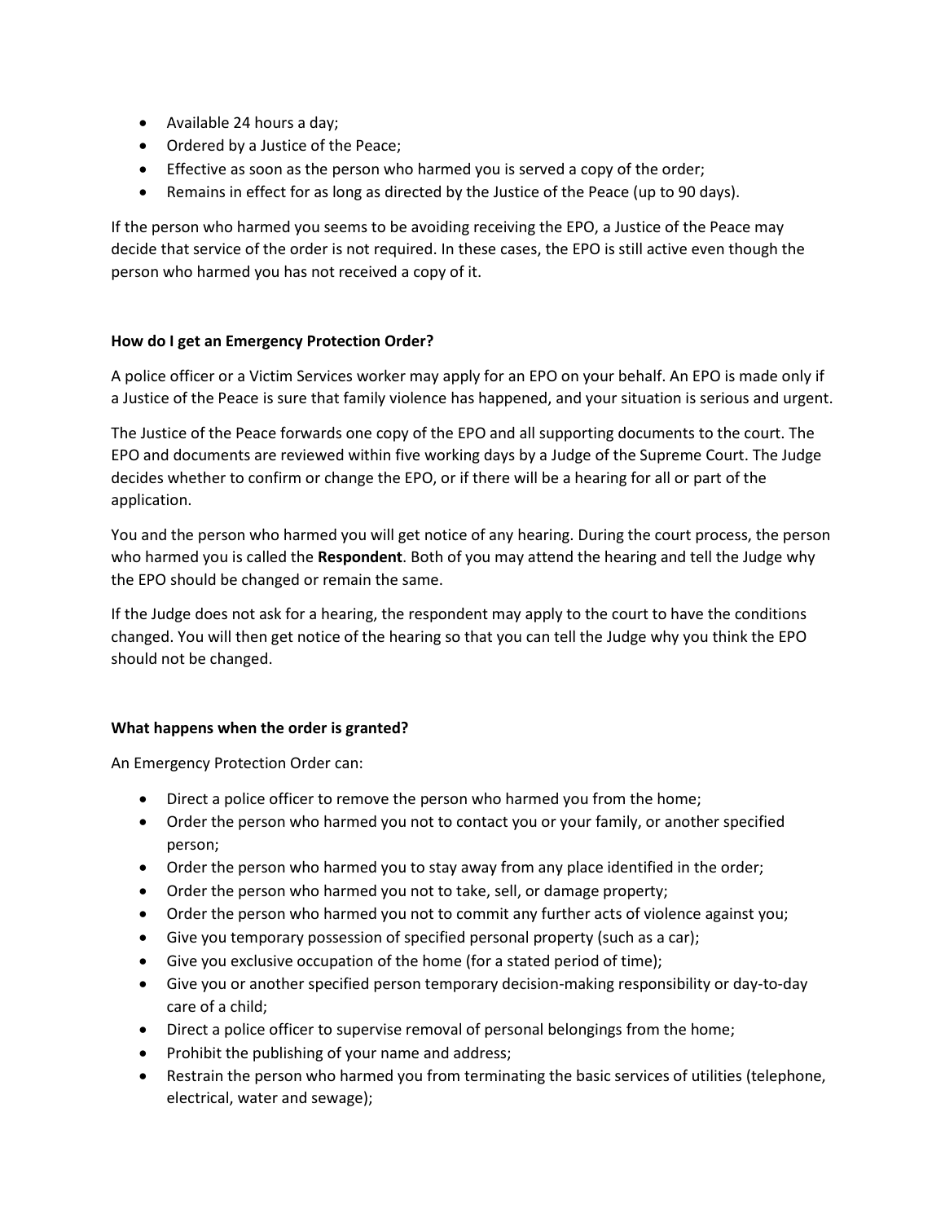- Available 24 hours a day;
- Ordered by a Justice of the Peace;
- Effective as soon as the person who harmed you is served a copy of the order;
- Remains in effect for as long as directed by the Justice of the Peace (up to 90 days).

If the person who harmed you seems to be avoiding receiving the EPO, a Justice of the Peace may decide that service of the order is not required. In these cases, the EPO is still active even though the person who harmed you has not received a copy of it.

**How do I get an Emergency Protection Order?**

A police officer or a Victim Services worker may apply for an EPO on your behalf. An EPO is made only if a Justice of the Peace is sure that family violence has happened, and your situation is serious and urgent.

The Justice of the Peace forwards one copy of the EPO and all supporting documents to the court. The EPO and documents are reviewed within five working days by a Judge of the Supreme Court. The Judge decides whether to confirm or change the EPO, or if there will be a hearing for all or part of the application.

You and the person who harmed you will get notice of any hearing. During the court process, the person who harmed you is called the **Respondent**. Both of you may attend the hearing and tell the Judge why the EPO should be changed or remain the same.

If the Judge does not ask for a hearing, the respondent may apply to the court to have the conditions changed. You will then get notice of the hearing so that you can tell the Judge why you think the EPO should not be changed.

**What happens when the order is granted?**

An Emergency Protection Order can:

- Direct a police officer to remove the person who harmed you from the home;
- Order the person who harmed you not to contact you or your family, or another specified person;
- Order the person who harmed you to stay away from any place identified in the order;
- Order the person who harmed you not to take, sell, or damage property;
- Order the person who harmed you not to commit any further acts of violence against you;
- Give you temporary possession of specified personal property (such as a car);
- Give you exclusive occupation of the home (for a stated period of time);
- Give you or another specified person temporary decision-making responsibility or day-to-day care of a child;
- Direct a police officer to supervise removal of personal belongings from the home;
- Prohibit the publishing of your name and address;
- Restrain the person who harmed you from terminating the basic services of utilities (telephone, electrical, water and sewage);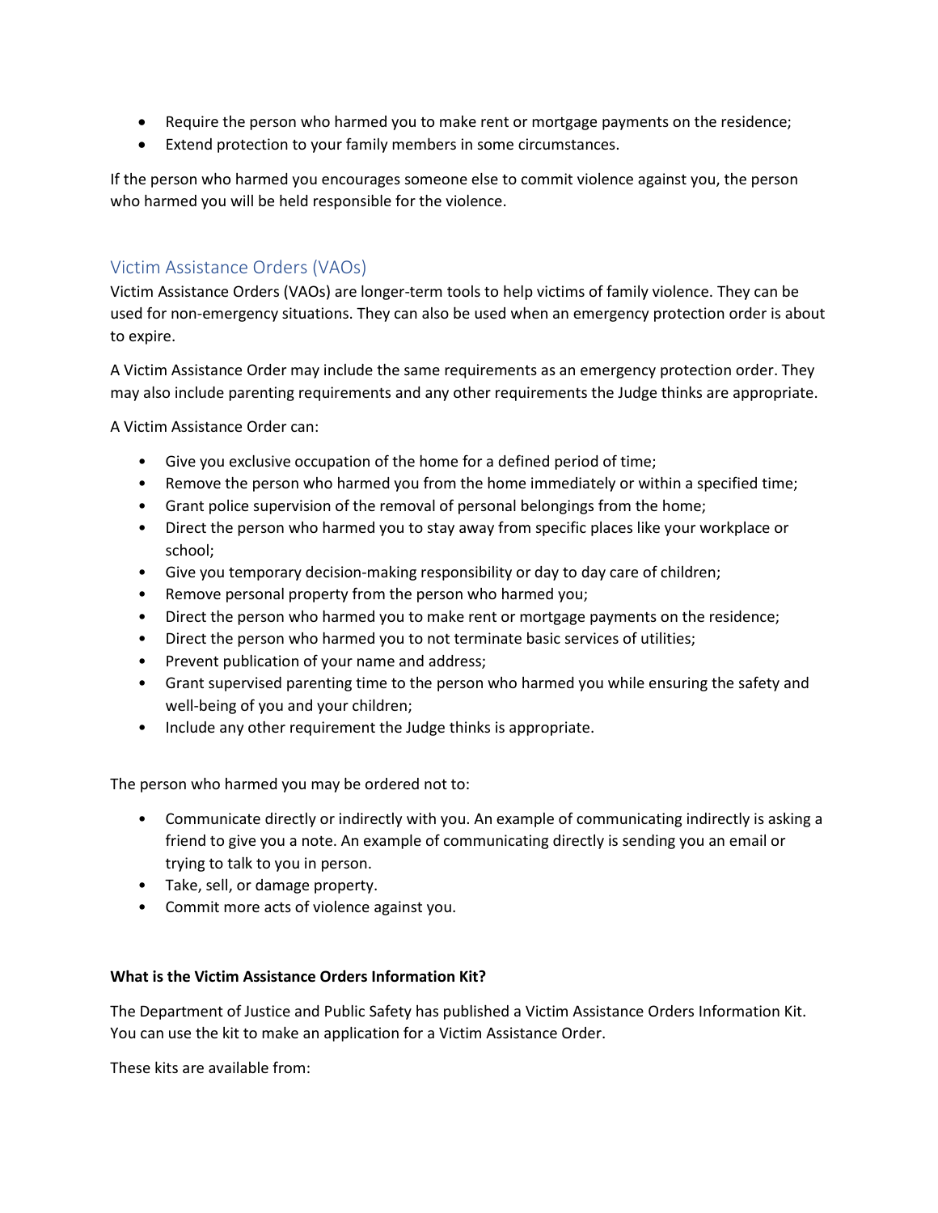- Require the person who harmed you to make rent or mortgage payments on the residence;
- Extend protection to your family members in some circumstances.

If the person who harmed you encourages someone else to commit violence against you, the person who harmed you will be held responsible for the violence.

## Victim Assistance Orders (VAOs)

Victim Assistance Orders (VAOs) are longer-term tools to help victims of family violence. They can be used for non-emergency situations. They can also be used when an emergency protection order is about to expire.

A Victim Assistance Order may include the same requirements as an emergency protection order. They may also include parenting requirements and any other requirements the Judge thinks are appropriate.

A Victim Assistance Order can:

- Give you exclusive occupation of the home for a defined period of time;
- Remove the person who harmed you from the home immediately or within a specified time;
- Grant police supervision of the removal of personal belongings from the home;
- Direct the person who harmed you to stay away from specific places like your workplace or school;
- Give you temporary decision-making responsibility or day to day care of children;
- Remove personal property from the person who harmed you;
- Direct the person who harmed you to make rent or mortgage payments on the residence;
- Direct the person who harmed you to not terminate basic services of utilities;
- Prevent publication of your name and address;
- Grant supervised parenting time to the person who harmed you while ensuring the safety and well-being of you and your children;
- Include any other requirement the Judge thinks is appropriate.

The person who harmed you may be ordered not to:

- Communicate directly or indirectly with you. An example of communicating indirectly is asking a friend to give you a note. An example of communicating directly is sending you an email or trying to talk to you in person.
- Take, sell, or damage property.
- Commit more acts of violence against you.

**What is the Victim Assistance Orders Information Kit?**

The Department of Justice and Public Safety has published a Victim Assistance Orders Information Kit. You can use the kit to make an application for a Victim Assistance Order.

These kits are available from: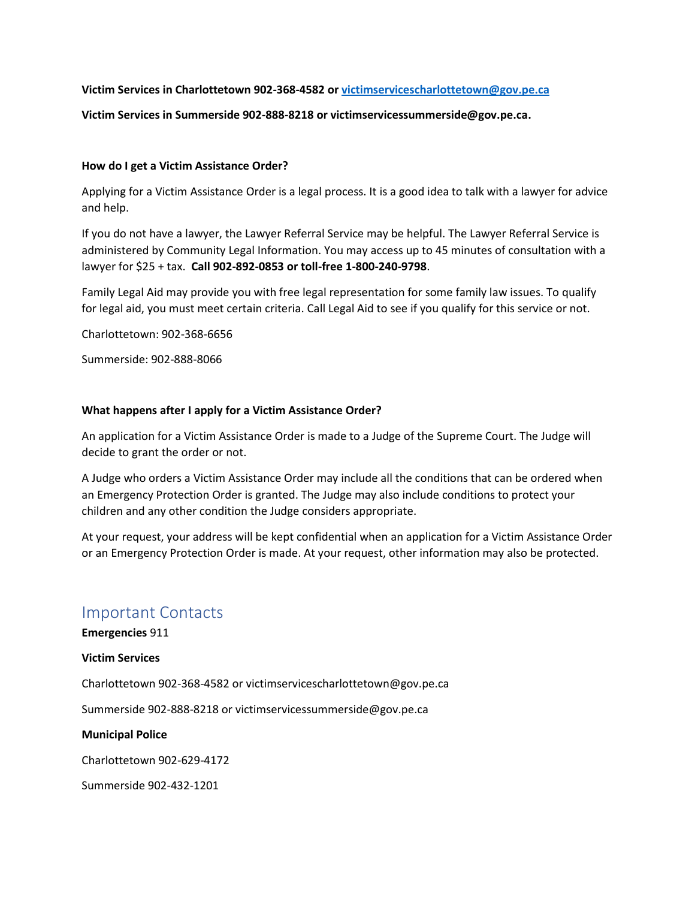**Victim Services in Charlottetown 902-368-4582 or [victimservicescharlottetown@gov.pe.ca](mailto:victimservicescharlottetown@gov.pe.ca)**

**Victim Services in Summerside 902-888-8218 or victimservicessummerside@gov.pe.ca.**

**How do I get a Victim Assistance Order?**

Applying for a Victim Assistance Order is a legal process. It is a good idea to talk with a lawyer for advice and help.

If you do not have a lawyer, the Lawyer Referral Service may be helpful. The Lawyer Referral Service is administered by Community Legal Information. You may access up to 45 minutes of consultation with a lawyer for $25 + tax. **Call 902-892-0853 or toll-free 1-800-240-9798**.

Family Legal Aid may provide you with free legal representation for some family law issues. To qualify for legal aid, you must meet certain criteria. Call Legal Aid to see if you qualify for this service or not.

Charlottetown: 902-368-6656

Summerside: 902-888-8066

**What happens after I apply for a Victim Assistance Order?**

An application for a Victim Assistance Order is made to a Judge of the Supreme Court. The Judge will decide to grant the order or not.

A Judge who orders a Victim Assistance Order may include all the conditions that can be ordered when an Emergency Protection Order is granted. The Judge may also include conditions to protect your children and any other condition the Judge considers appropriate.

At your request, your address will be kept confidential when an application for a Victim Assistance Order or an Emergency Protection Order is made. At your request, other information may also be protected.

## Important Contacts

**Emergencies** 911

**Victim Services**

Charlottetown 902-368-4582 or victimservicescharlottetown@gov.pe.ca

Summerside 902-888-8218 or victimservicessummerside@gov.pe.ca

**Municipal Police**

Charlottetown 902-629-4172

Summerside 902-432-1201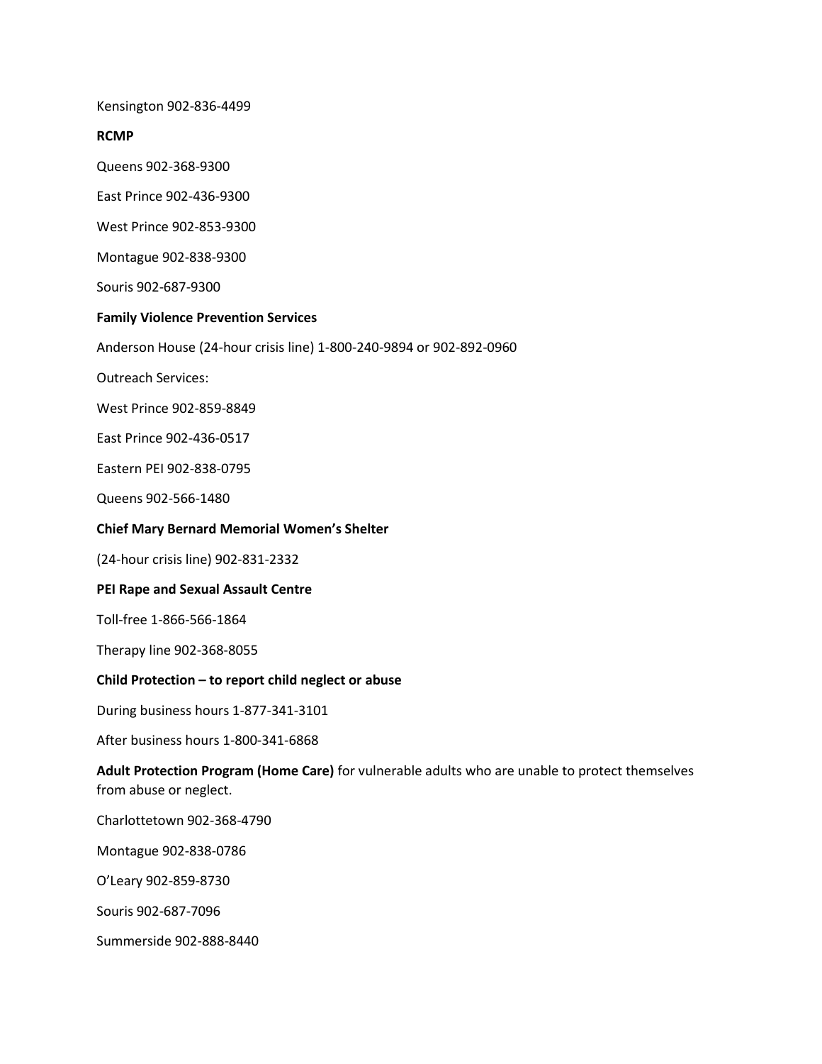Kensington 902-836-4499

**RCMP**

Queens 902-368-9300

East Prince 902-436-9300

West Prince 902-853-9300

Montague 902-838-9300

Souris 902-687-9300

**Family Violence Prevention Services**

Anderson House (24-hour crisis line) 1-800-240-9894 or 902-892-0960

Outreach Services:

West Prince 902-859-8849

East Prince 902-436-0517

Eastern PEI 902-838-0795

Queens 902-566-1480

**Chief Mary Bernard Memorial Women's Shelter**

(24-hour crisis line) 902-831-2332

**PEI Rape and Sexual Assault Centre**

Toll-free 1-866-566-1864

Therapy line 902-368-8055

**Child Protection – to report child neglect or abuse**

During business hours 1-877-341-3101

After business hours 1-800-341-6868

**Adult Protection Program (Home Care)** for vulnerable adults who are unable to protect themselves from abuse or neglect.

Charlottetown 902-368-4790

Montague 902-838-0786

O'Leary 902-859-8730

Souris 902-687-7096

Summerside 902-888-8440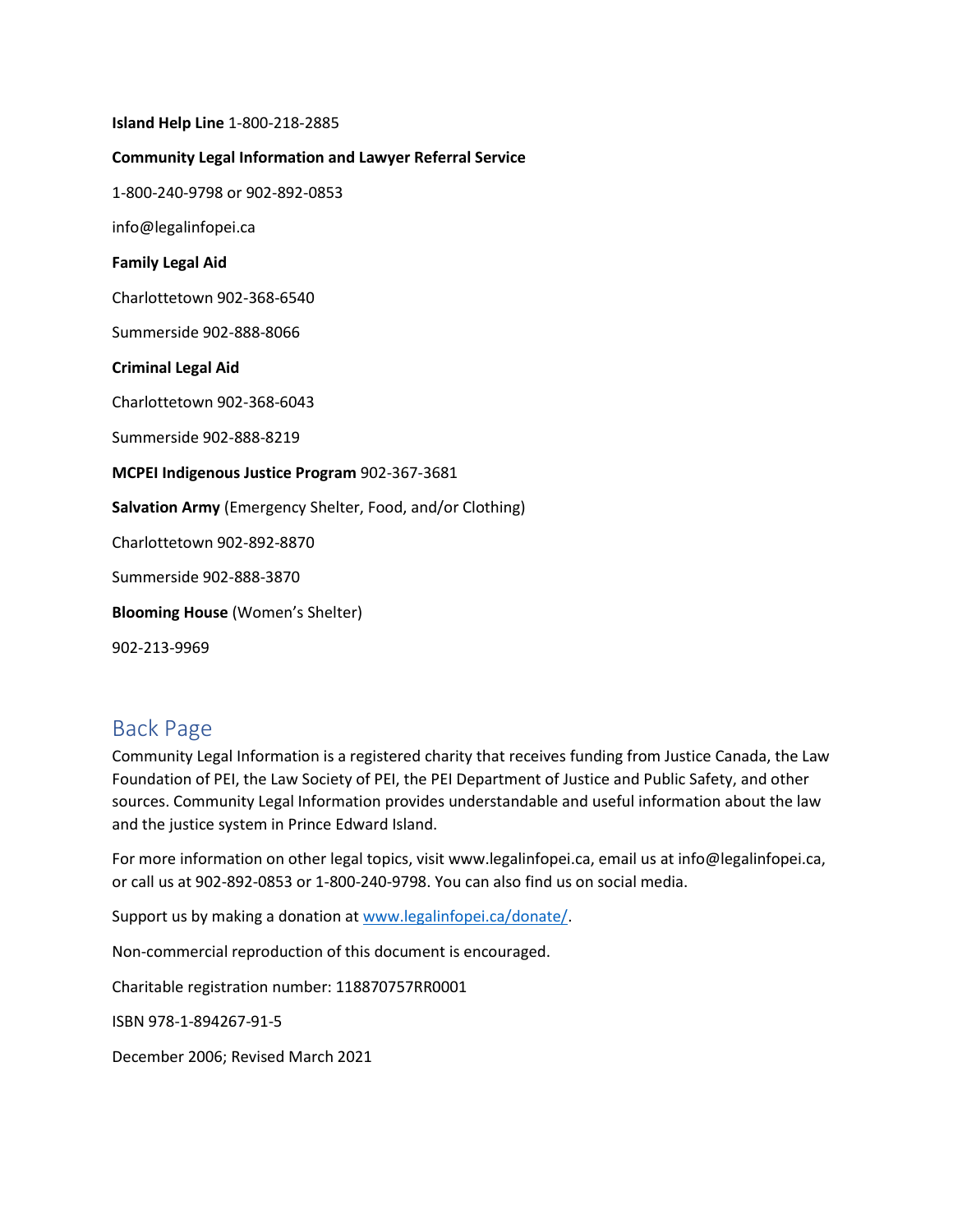**Island Help Line** 1-800-218-2885

**Community Legal Information and Lawyer Referral Service**

1-800-240-9798 or 902-892-0853

info@legalinfopei.ca

**Family Legal Aid**

Charlottetown 902-368-6540

Summerside 902-888-8066

**Criminal Legal Aid**

Charlottetown 902-368-6043

Summerside 902-888-8219

**MCPEI Indigenous Justice Program** 902-367-3681

**Salvation Army** (Emergency Shelter, Food, and/or Clothing)

Charlottetown 902-892-8870

Summerside 902-888-3870

**Blooming House** (Women's Shelter)

902-213-9969

## Back Page

Community Legal Information is a registered charity that receives funding from Justice Canada, the Law Foundation of PEI, the Law Society of PEI, the PEI Department of Justice and Public Safety, and other sources. Community Legal Information provides understandable and useful information about the law and the justice system in Prince Edward Island.

For more information on other legal topics, visit www.legalinfopei.ca, email us at info@legalinfopei.ca, or call us at 902-892-0853 or 1-800-240-9798. You can also find us on social media.

Support us by making a donation at [www.legalinfopei.ca/donate/](www.legalinfopei.ca/donate/).

Non-commercial reproduction of this document is encouraged.

Charitable registration number: 118870757RR0001

ISBN 978-1-894267-91-5

December 2006; Revised March 2021